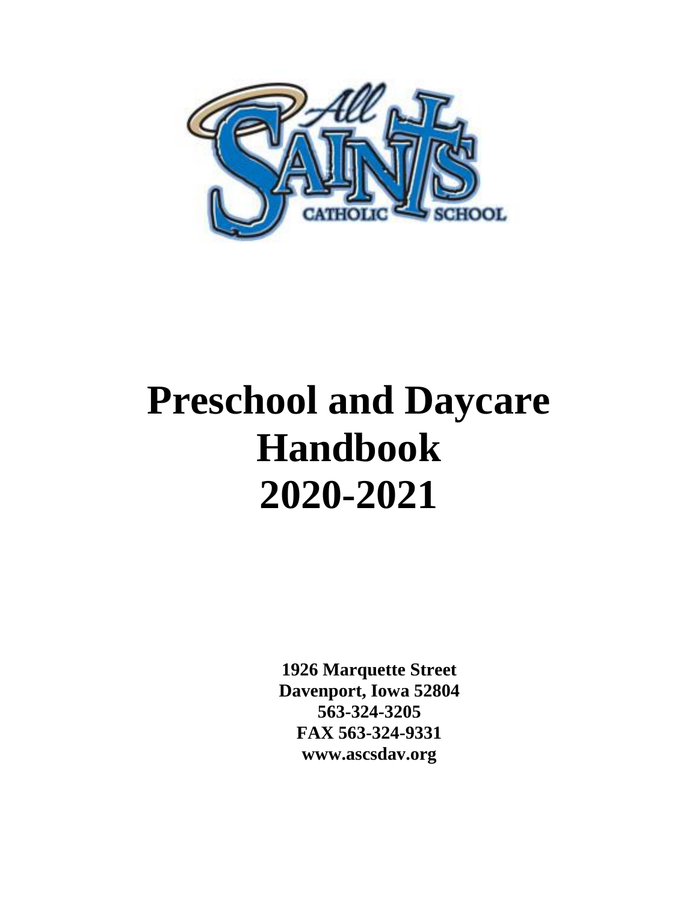# Preschool and Daycare Handbook 2020-2021

**1926 Marquette Street**
**Davenport, Iowa 52804**
**563-324-3205**
**FAX 563-324-9331**
**www.ascsdav.org**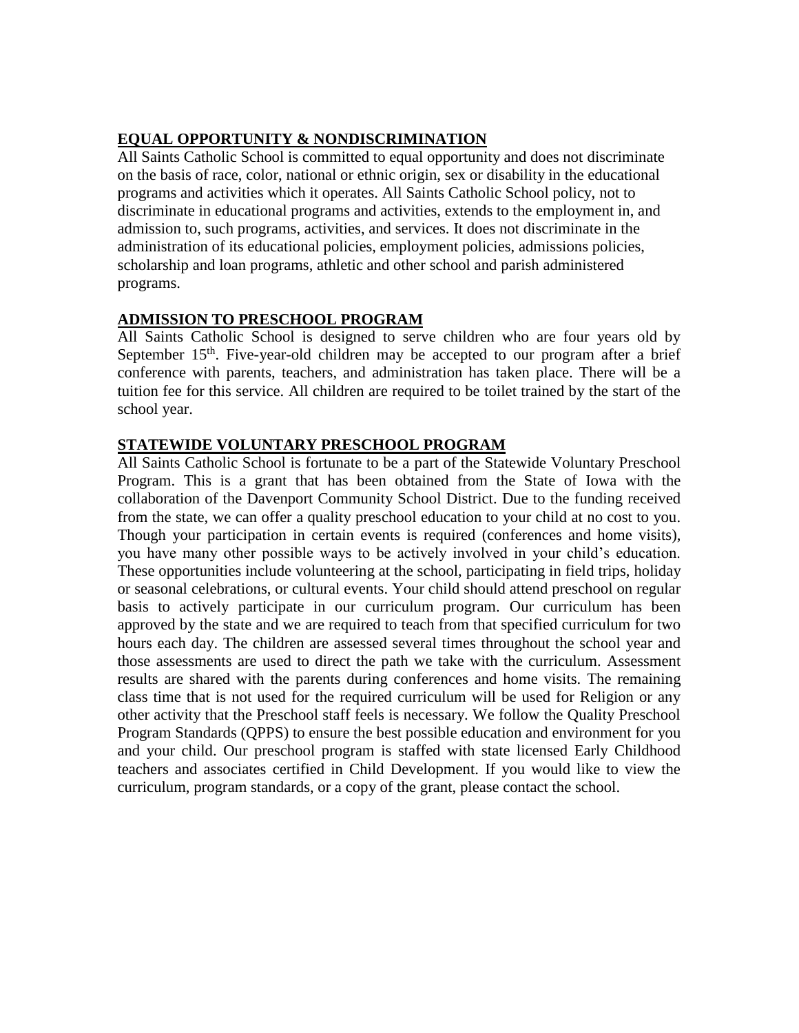## EQUAL OPPORTUNITY & NONDISCRIMINATION

All Saints Catholic School is committed to equal opportunity and does not discriminate on the basis of race, color, national or ethnic origin, sex or disability in the educational programs and activities which it operates. All Saints Catholic School policy, not to discriminate in educational programs and activities, extends to the employment in, and admission to, such programs, activities, and services. It does not discriminate in the administration of its educational policies, employment policies, admissions policies, scholarship and loan programs, athletic and other school and parish administered programs.

## ADMISSION TO PRESCHOOL PROGRAM

All Saints Catholic School is designed to serve children who are four years old by September 15th. Five-year-old children may be accepted to our program after a brief conference with parents, teachers, and administration has taken place. There will be a tuition fee for this service. All children are required to be toilet trained by the start of the school year.

## STATEWIDE VOLUNTARY PRESCHOOL PROGRAM

All Saints Catholic School is fortunate to be a part of the Statewide Voluntary Preschool Program. This is a grant that has been obtained from the State of Iowa with the collaboration of the Davenport Community School District. Due to the funding received from the state, we can offer a quality preschool education to your child at no cost to you. Though your participation in certain events is required (conferences and home visits), you have many other possible ways to be actively involved in your child's education. These opportunities include volunteering at the school, participating in field trips, holiday or seasonal celebrations, or cultural events. Your child should attend preschool on regular basis to actively participate in our curriculum program. Our curriculum has been approved by the state and we are required to teach from that specified curriculum for two hours each day. The children are assessed several times throughout the school year and those assessments are used to direct the path we take with the curriculum. Assessment results are shared with the parents during conferences and home visits. The remaining class time that is not used for the required curriculum will be used for Religion or any other activity that the Preschool staff feels is necessary. We follow the Quality Preschool Program Standards (QPPS) to ensure the best possible education and environment for you and your child. Our preschool program is staffed with state licensed Early Childhood teachers and associates certified in Child Development. If you would like to view the curriculum, program standards, or a copy of the grant, please contact the school.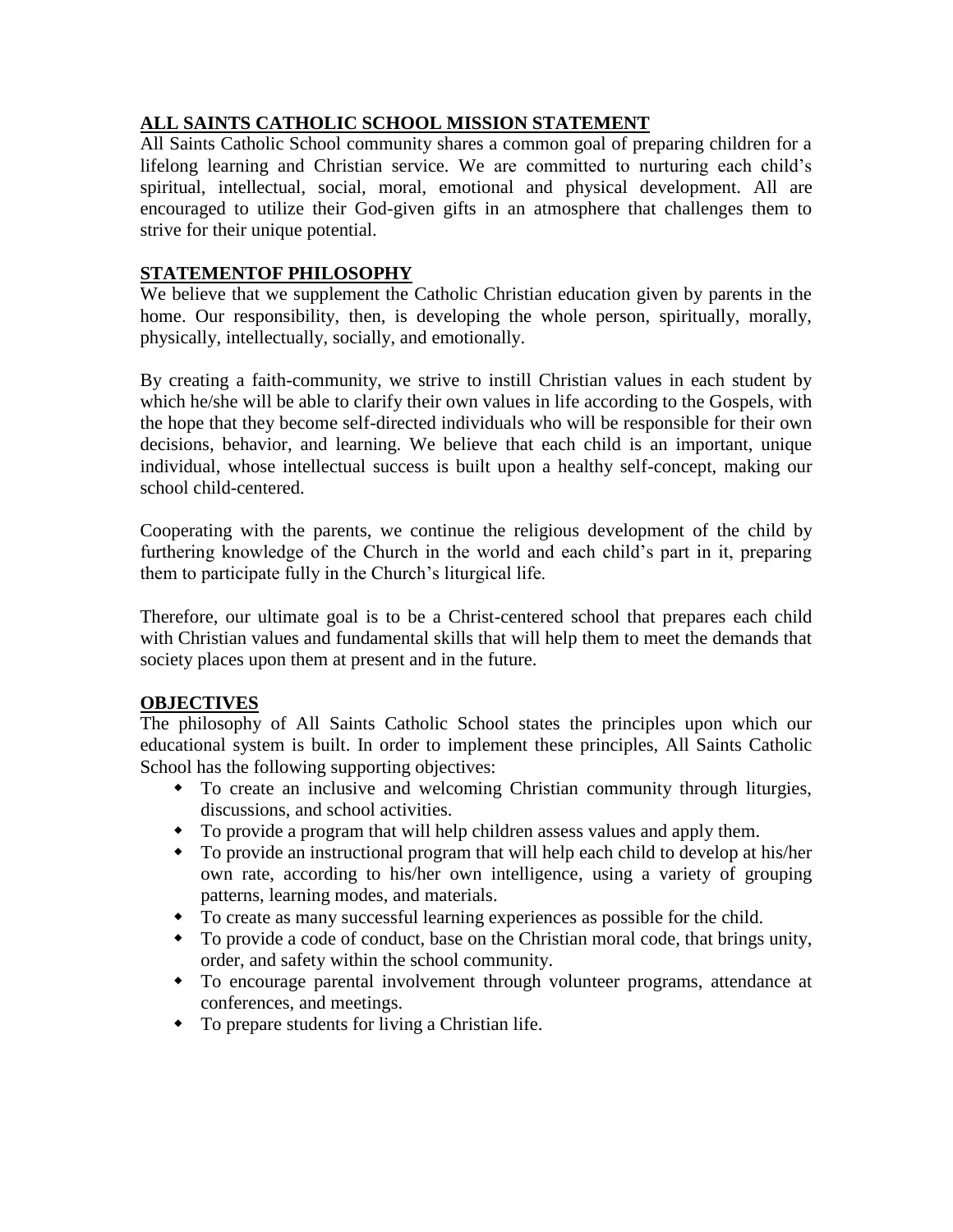## ALL SAINTS CATHOLIC SCHOOL MISSION STATEMENT

All Saints Catholic School community shares a common goal of preparing children for a lifelong learning and Christian service. We are committed to nurturing each child's spiritual, intellectual, social, moral, emotional and physical development. All are encouraged to utilize their God-given gifts in an atmosphere that challenges them to strive for their unique potential.

## STATEMENTOF PHILOSOPHY

We believe that we supplement the Catholic Christian education given by parents in the home. Our responsibility, then, is developing the whole person, spiritually, morally, physically, intellectually, socially, and emotionally.

By creating a faith-community, we strive to instill Christian values in each student by which he/she will be able to clarify their own values in life according to the Gospels, with the hope that they become self-directed individuals who will be responsible for their own decisions, behavior, and learning. We believe that each child is an important, unique individual, whose intellectual success is built upon a healthy self-concept, making our school child-centered.

Cooperating with the parents, we continue the religious development of the child by furthering knowledge of the Church in the world and each child's part in it, preparing them to participate fully in the Church's liturgical life.

Therefore, our ultimate goal is to be a Christ-centered school that prepares each child with Christian values and fundamental skills that will help them to meet the demands that society places upon them at present and in the future.

## OBJECTIVES

The philosophy of All Saints Catholic School states the principles upon which our educational system is built. In order to implement these principles, All Saints Catholic School has the following supporting objectives:

- To create an inclusive and welcoming Christian community through liturgies, discussions, and school activities.
- To provide a program that will help children assess values and apply them.
- To provide an instructional program that will help each child to develop at his/her own rate, according to his/her own intelligence, using a variety of grouping patterns, learning modes, and materials.
- To create as many successful learning experiences as possible for the child.
- To provide a code of conduct, base on the Christian moral code, that brings unity, order, and safety within the school community.
- To encourage parental involvement through volunteer programs, attendance at conferences, and meetings.
- To prepare students for living a Christian life.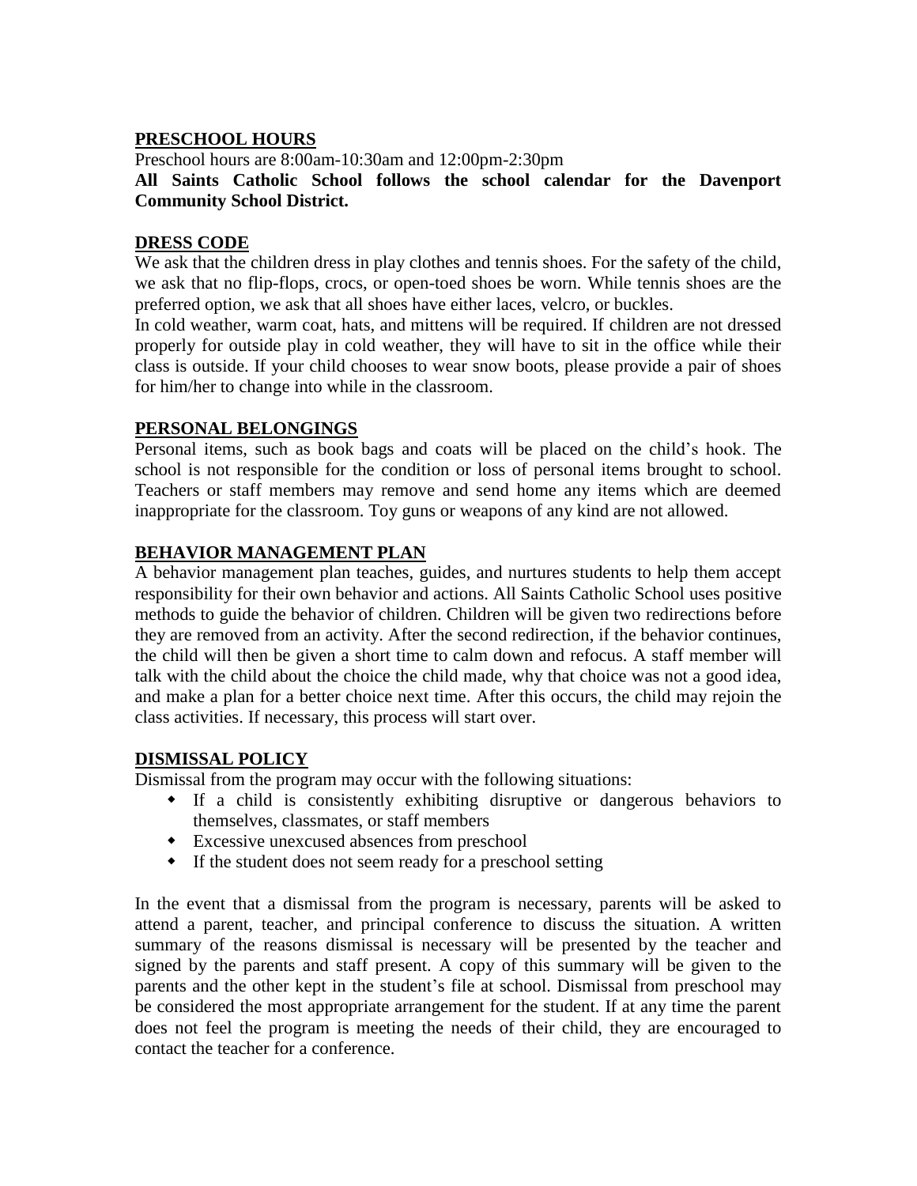## PRESCHOOL HOURS

Preschool hours are 8:00am-10:30am and 12:00pm-2:30pm

**All Saints Catholic School follows the school calendar for the Davenport Community School District.**

## DRESS CODE

We ask that the children dress in play clothes and tennis shoes. For the safety of the child, we ask that no flip-flops, crocs, or open-toed shoes be worn. While tennis shoes are the preferred option, we ask that all shoes have either laces, velcro, or buckles.

In cold weather, warm coat, hats, and mittens will be required. If children are not dressed properly for outside play in cold weather, they will have to sit in the office while their class is outside. If your child chooses to wear snow boots, please provide a pair of shoes for him/her to change into while in the classroom.

## PERSONAL BELONGINGS

Personal items, such as book bags and coats will be placed on the child's hook. The school is not responsible for the condition or loss of personal items brought to school. Teachers or staff members may remove and send home any items which are deemed inappropriate for the classroom. Toy guns or weapons of any kind are not allowed.

## BEHAVIOR MANAGEMENT PLAN

A behavior management plan teaches, guides, and nurtures students to help them accept responsibility for their own behavior and actions. All Saints Catholic School uses positive methods to guide the behavior of children. Children will be given two redirections before they are removed from an activity. After the second redirection, if the behavior continues, the child will then be given a short time to calm down and refocus. A staff member will talk with the child about the choice the child made, why that choice was not a good idea, and make a plan for a better choice next time. After this occurs, the child may rejoin the class activities. If necessary, this process will start over.

## DISMISSAL POLICY

Dismissal from the program may occur with the following situations:

- If a child is consistently exhibiting disruptive or dangerous behaviors to themselves, classmates, or staff members
- Excessive unexcused absences from preschool
- If the student does not seem ready for a preschool setting

In the event that a dismissal from the program is necessary, parents will be asked to attend a parent, teacher, and principal conference to discuss the situation. A written summary of the reasons dismissal is necessary will be presented by the teacher and signed by the parents and staff present. A copy of this summary will be given to the parents and the other kept in the student's file at school. Dismissal from preschool may be considered the most appropriate arrangement for the student. If at any time the parent does not feel the program is meeting the needs of their child, they are encouraged to contact the teacher for a conference.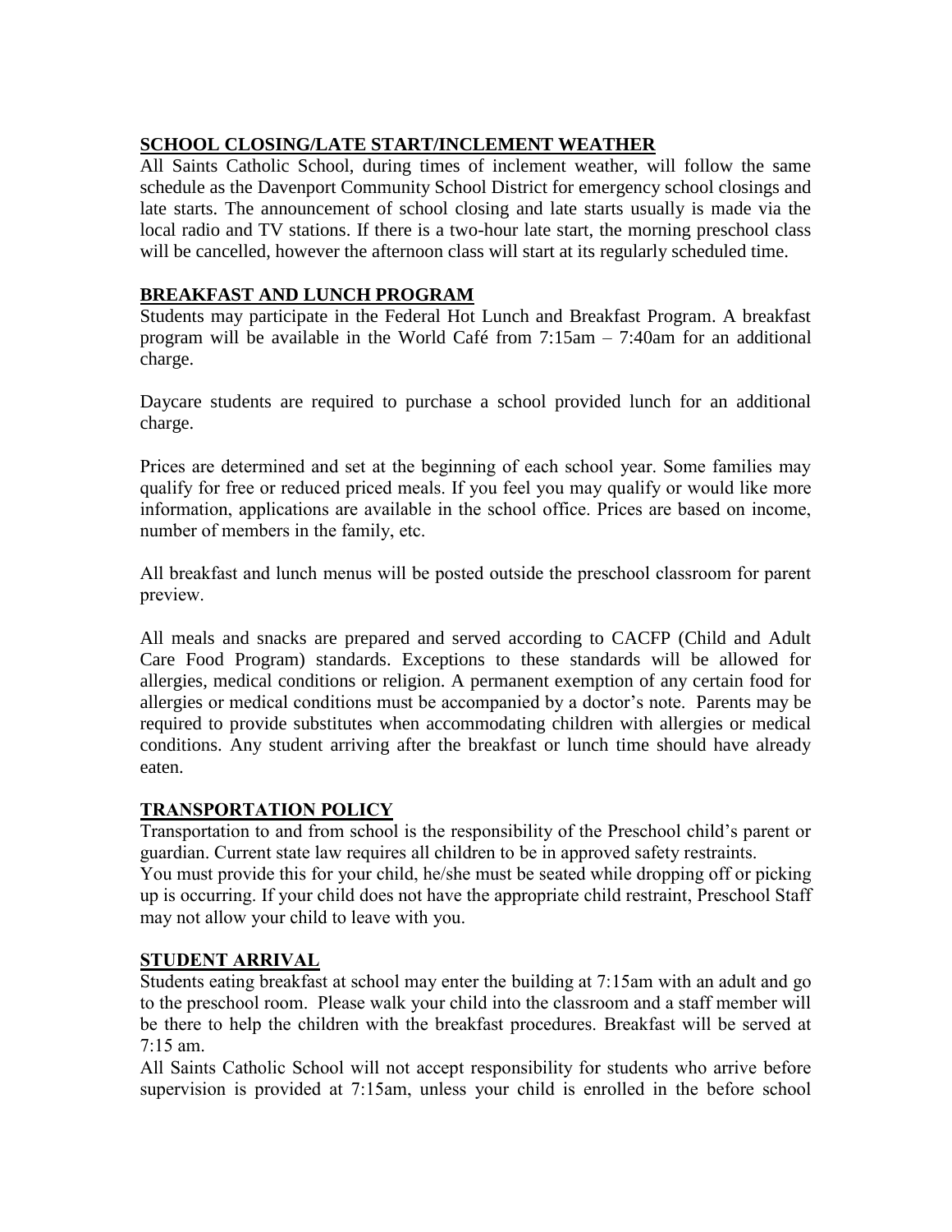## SCHOOL CLOSING/LATE START/INCLEMENT WEATHER

All Saints Catholic School, during times of inclement weather, will follow the same schedule as the Davenport Community School District for emergency school closings and late starts. The announcement of school closing and late starts usually is made via the local radio and TV stations. If there is a two-hour late start, the morning preschool class will be cancelled, however the afternoon class will start at its regularly scheduled time.

## BREAKFAST AND LUNCH PROGRAM

Students may participate in the Federal Hot Lunch and Breakfast Program. A breakfast program will be available in the World Café from 7:15am – 7:40am for an additional charge.

Daycare students are required to purchase a school provided lunch for an additional charge.

Prices are determined and set at the beginning of each school year. Some families may qualify for free or reduced priced meals. If you feel you may qualify or would like more information, applications are available in the school office. Prices are based on income, number of members in the family, etc.

All breakfast and lunch menus will be posted outside the preschool classroom for parent preview.

All meals and snacks are prepared and served according to CACFP (Child and Adult Care Food Program) standards. Exceptions to these standards will be allowed for allergies, medical conditions or religion. A permanent exemption of any certain food for allergies or medical conditions must be accompanied by a doctor's note. Parents may be required to provide substitutes when accommodating children with allergies or medical conditions. Any student arriving after the breakfast or lunch time should have already eaten.

## TRANSPORTATION POLICY

Transportation to and from school is the responsibility of the Preschool child's parent or guardian. Current state law requires all children to be in approved safety restraints.
You must provide this for your child, he/she must be seated while dropping off or picking up is occurring. If your child does not have the appropriate child restraint, Preschool Staff may not allow your child to leave with you.

## STUDENT ARRIVAL

Students eating breakfast at school may enter the building at 7:15am with an adult and go to the preschool room. Please walk your child into the classroom and a staff member will be there to help the children with the breakfast procedures. Breakfast will be served at 7:15 am.
All Saints Catholic School will not accept responsibility for students who arrive before supervision is provided at 7:15am, unless your child is enrolled in the before school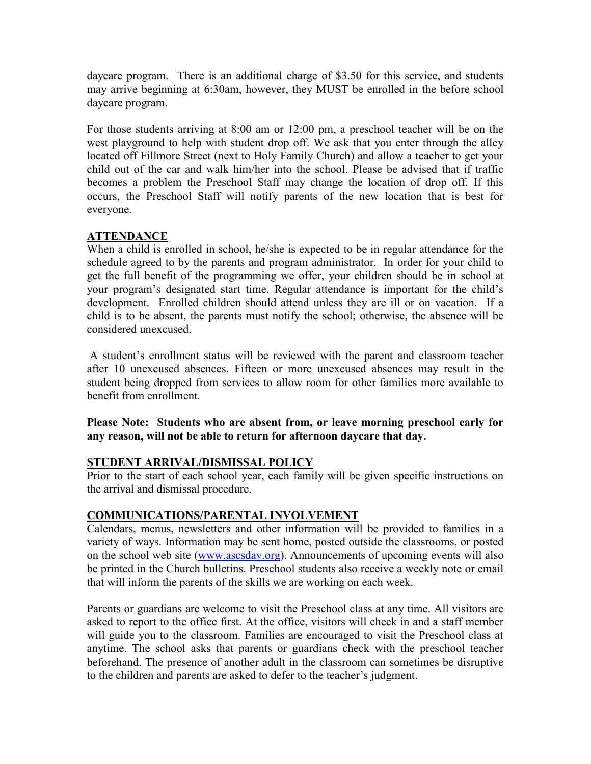daycare program. There is an additional charge of $3.50 for this service, and students may arrive beginning at 6:30am, however, they MUST be enrolled in the before school daycare program.

For those students arriving at 8:00 am or 12:00 pm, a preschool teacher will be on the west playground to help with student drop off. We ask that you enter through the alley located off Fillmore Street (next to Holy Family Church) and allow a teacher to get your child out of the car and walk him/her into the school. Please be advised that if traffic becomes a problem the Preschool Staff may change the location of drop off. If this occurs, the Preschool Staff will notify parents of the new location that is best for everyone.

## ATTENDANCE

When a child is enrolled in school, he/she is expected to be in regular attendance for the schedule agreed to by the parents and program administrator. In order for your child to get the full benefit of the programming we offer, your children should be in school at your program's designated start time. Regular attendance is important for the child's development. Enrolled children should attend unless they are ill or on vacation. If a child is to be absent, the parents must notify the school; otherwise, the absence will be considered unexcused.

A student's enrollment status will be reviewed with the parent and classroom teacher after 10 unexcused absences. Fifteen or more unexcused absences may result in the student being dropped from services to allow room for other families more available to benefit from enrollment.

**Please Note: Students who are absent from, or leave morning preschool early for any reason, will not be able to return for afternoon daycare that day.**

## STUDENT ARRIVAL/DISMISSAL POLICY

Prior to the start of each school year, each family will be given specific instructions on the arrival and dismissal procedure.

## COMMUNICATIONS/PARENTAL INVOLVEMENT

Calendars, menus, newsletters and other information will be provided to families in a variety of ways. Information may be sent home, posted outside the classrooms, or posted on the school web site ([www.ascsdav.org](http://www.ascsdav.org)). Announcements of upcoming events will also be printed in the Church bulletins. Preschool students also receive a weekly note or email that will inform the parents of the skills we are working on each week.

Parents or guardians are welcome to visit the Preschool class at any time. All visitors are asked to report to the office first. At the office, visitors will check in and a staff member will guide you to the classroom. Families are encouraged to visit the Preschool class at anytime. The school asks that parents or guardians check with the preschool teacher beforehand. The presence of another adult in the classroom can sometimes be disruptive to the children and parents are asked to defer to the teacher's judgment.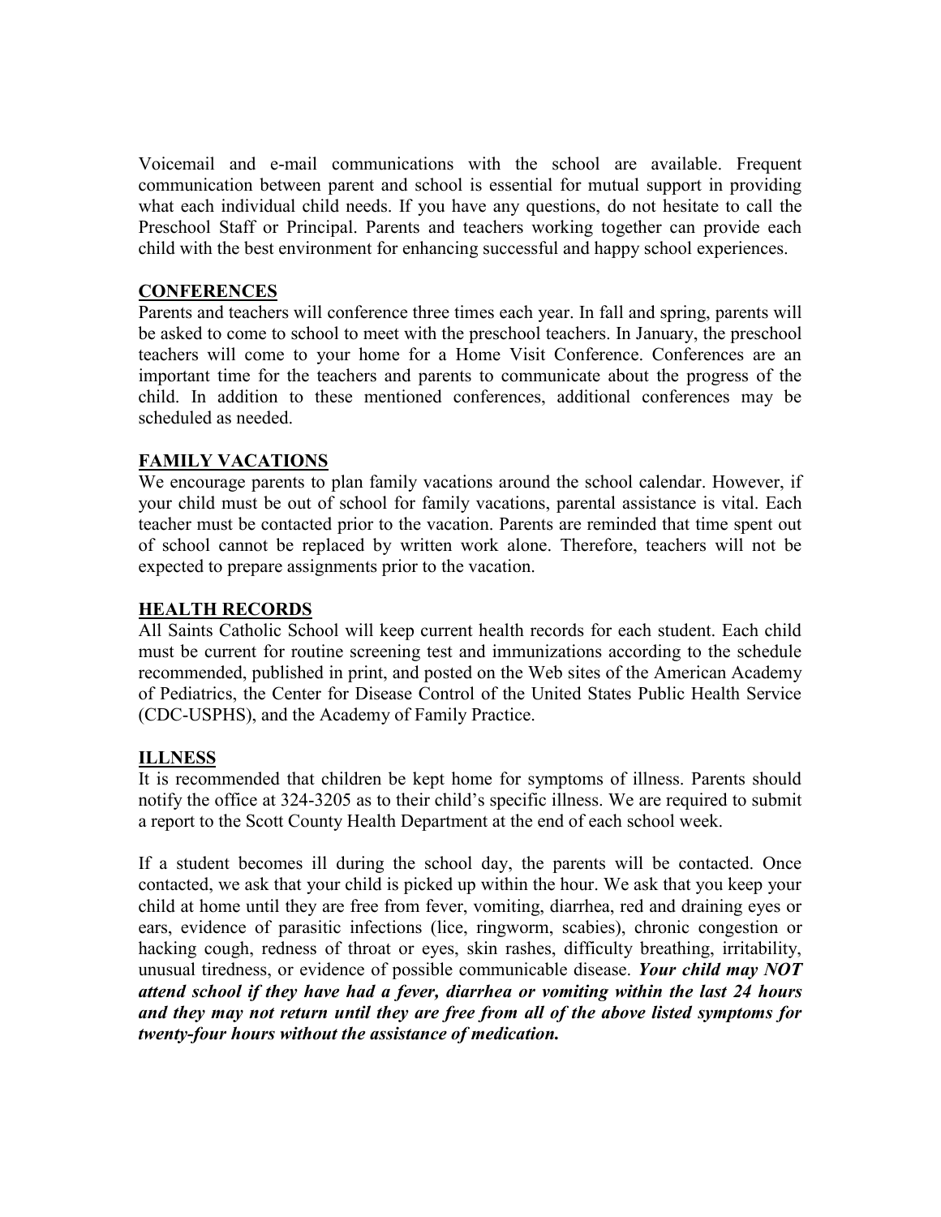Voicemail and e-mail communications with the school are available. Frequent communication between parent and school is essential for mutual support in providing what each individual child needs. If you have any questions, do not hesitate to call the Preschool Staff or Principal. Parents and teachers working together can provide each child with the best environment for enhancing successful and happy school experiences.

## CONFERENCES

Parents and teachers will conference three times each year. In fall and spring, parents will be asked to come to school to meet with the preschool teachers. In January, the preschool teachers will come to your home for a Home Visit Conference. Conferences are an important time for the teachers and parents to communicate about the progress of the child. In addition to these mentioned conferences, additional conferences may be scheduled as needed.

## FAMILY VACATIONS

We encourage parents to plan family vacations around the school calendar. However, if your child must be out of school for family vacations, parental assistance is vital. Each teacher must be contacted prior to the vacation. Parents are reminded that time spent out of school cannot be replaced by written work alone. Therefore, teachers will not be expected to prepare assignments prior to the vacation.

## HEALTH RECORDS

All Saints Catholic School will keep current health records for each student. Each child must be current for routine screening test and immunizations according to the schedule recommended, published in print, and posted on the Web sites of the American Academy of Pediatrics, the Center for Disease Control of the United States Public Health Service (CDC-USPHS), and the Academy of Family Practice.

## ILLNESS

It is recommended that children be kept home for symptoms of illness. Parents should notify the office at 324-3205 as to their child's specific illness. We are required to submit a report to the Scott County Health Department at the end of each school week.

If a student becomes ill during the school day, the parents will be contacted. Once contacted, we ask that your child is picked up within the hour. We ask that you keep your child at home until they are free from fever, vomiting, diarrhea, red and draining eyes or ears, evidence of parasitic infections (lice, ringworm, scabies), chronic congestion or hacking cough, redness of throat or eyes, skin rashes, difficulty breathing, irritability, unusual tiredness, or evidence of possible communicable disease. ***Your child may NOT attend school if they have had a fever, diarrhea or vomiting within the last 24 hours and they may not return until they are free from all of the above listed symptoms for twenty-four hours without the assistance of medication.***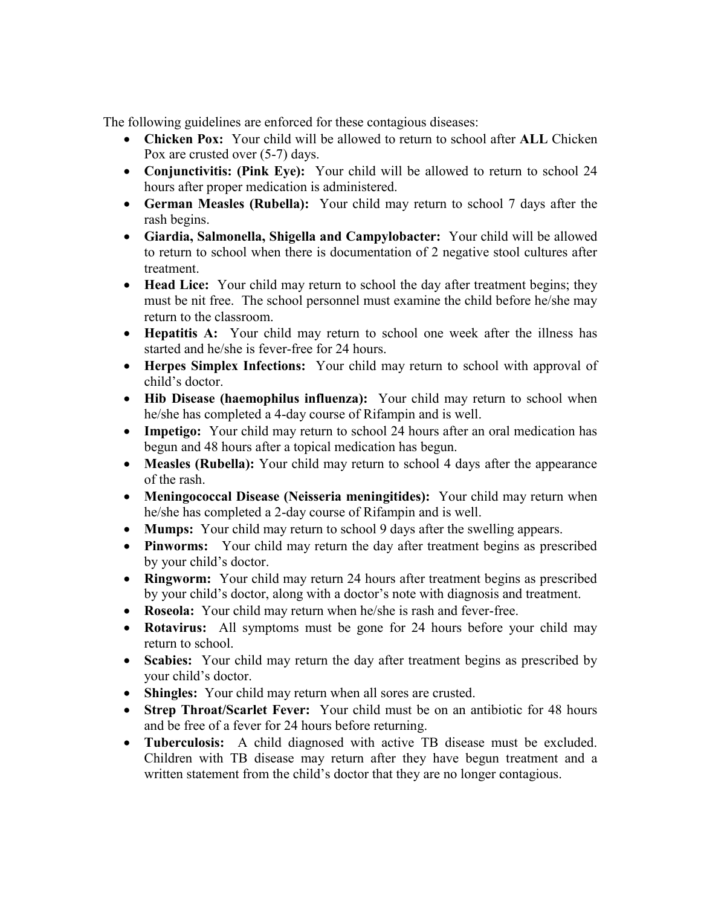The following guidelines are enforced for these contagious diseases:

- **Chicken Pox:** Your child will be allowed to return to school after **ALL** Chicken Pox are crusted over (5-7) days.
- **Conjunctivitis: (Pink Eye):** Your child will be allowed to return to school 24 hours after proper medication is administered.
- **German Measles (Rubella):** Your child may return to school 7 days after the rash begins.
- **Giardia, Salmonella, Shigella and Campylobacter:** Your child will be allowed to return to school when there is documentation of 2 negative stool cultures after treatment.
- **Head Lice:** Your child may return to school the day after treatment begins; they must be nit free. The school personnel must examine the child before he/she may return to the classroom.
- **Hepatitis A:** Your child may return to school one week after the illness has started and he/she is fever-free for 24 hours.
- **Herpes Simplex Infections:** Your child may return to school with approval of child's doctor.
- **Hib Disease (haemophilus influenza):** Your child may return to school when he/she has completed a 4-day course of Rifampin and is well.
- **Impetigo:** Your child may return to school 24 hours after an oral medication has begun and 48 hours after a topical medication has begun.
- **Measles (Rubella):** Your child may return to school 4 days after the appearance of the rash.
- **Meningococcal Disease (Neisseria meningitides):** Your child may return when he/she has completed a 2-day course of Rifampin and is well.
- **Mumps:** Your child may return to school 9 days after the swelling appears.
- **Pinworms:** Your child may return the day after treatment begins as prescribed by your child's doctor.
- **Ringworm:** Your child may return 24 hours after treatment begins as prescribed by your child's doctor, along with a doctor's note with diagnosis and treatment.
- **Roseola:** Your child may return when he/she is rash and fever-free.
- **Rotavirus:** All symptoms must be gone for 24 hours before your child may return to school.
- **Scabies:** Your child may return the day after treatment begins as prescribed by your child's doctor.
- **Shingles:** Your child may return when all sores are crusted.
- **Strep Throat/Scarlet Fever:** Your child must be on an antibiotic for 48 hours and be free of a fever for 24 hours before returning.
- **Tuberculosis:** A child diagnosed with active TB disease must be excluded. Children with TB disease may return after they have begun treatment and a written statement from the child's doctor that they are no longer contagious.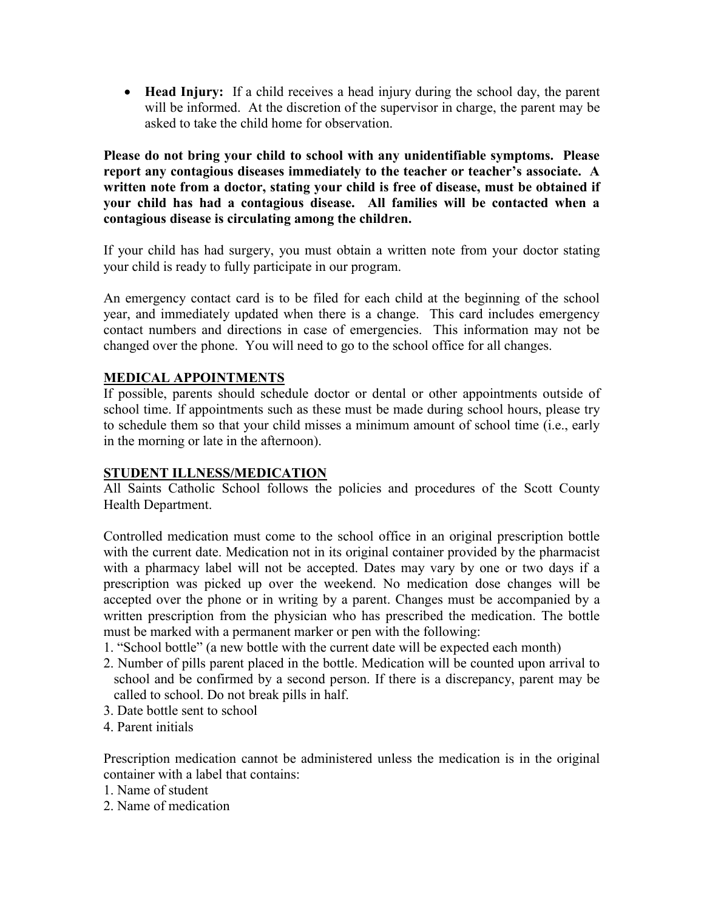- **Head Injury:** If a child receives a head injury during the school day, the parent will be informed. At the discretion of the supervisor in charge, the parent may be asked to take the child home for observation.

**Please do not bring your child to school with any unidentifiable symptoms. Please report any contagious diseases immediately to the teacher or teacher's associate. A written note from a doctor, stating your child is free of disease, must be obtained if your child has had a contagious disease. All families will be contacted when a contagious disease is circulating among the children.**

If your child has had surgery, you must obtain a written note from your doctor stating your child is ready to fully participate in our program.

An emergency contact card is to be filed for each child at the beginning of the school year, and immediately updated when there is a change. This card includes emergency contact numbers and directions in case of emergencies. This information may not be changed over the phone. You will need to go to the school office for all changes.

## MEDICAL APPOINTMENTS

If possible, parents should schedule doctor or dental or other appointments outside of school time. If appointments such as these must be made during school hours, please try to schedule them so that your child misses a minimum amount of school time (i.e., early in the morning or late in the afternoon).

## STUDENT ILLNESS/MEDICATION

All Saints Catholic School follows the policies and procedures of the Scott County Health Department.

Controlled medication must come to the school office in an original prescription bottle with the current date. Medication not in its original container provided by the pharmacist with a pharmacy label will not be accepted. Dates may vary by one or two days if a prescription was picked up over the weekend. No medication dose changes will be accepted over the phone or in writing by a parent. Changes must be accompanied by a written prescription from the physician who has prescribed the medication. The bottle must be marked with a permanent marker or pen with the following:

1. "School bottle" (a new bottle with the current date will be expected each month)
2. Number of pills parent placed in the bottle. Medication will be counted upon arrival to school and be confirmed by a second person. If there is a discrepancy, parent may be called to school. Do not break pills in half.
3. Date bottle sent to school
4. Parent initials

Prescription medication cannot be administered unless the medication is in the original container with a label that contains:

1. Name of student
2. Name of medication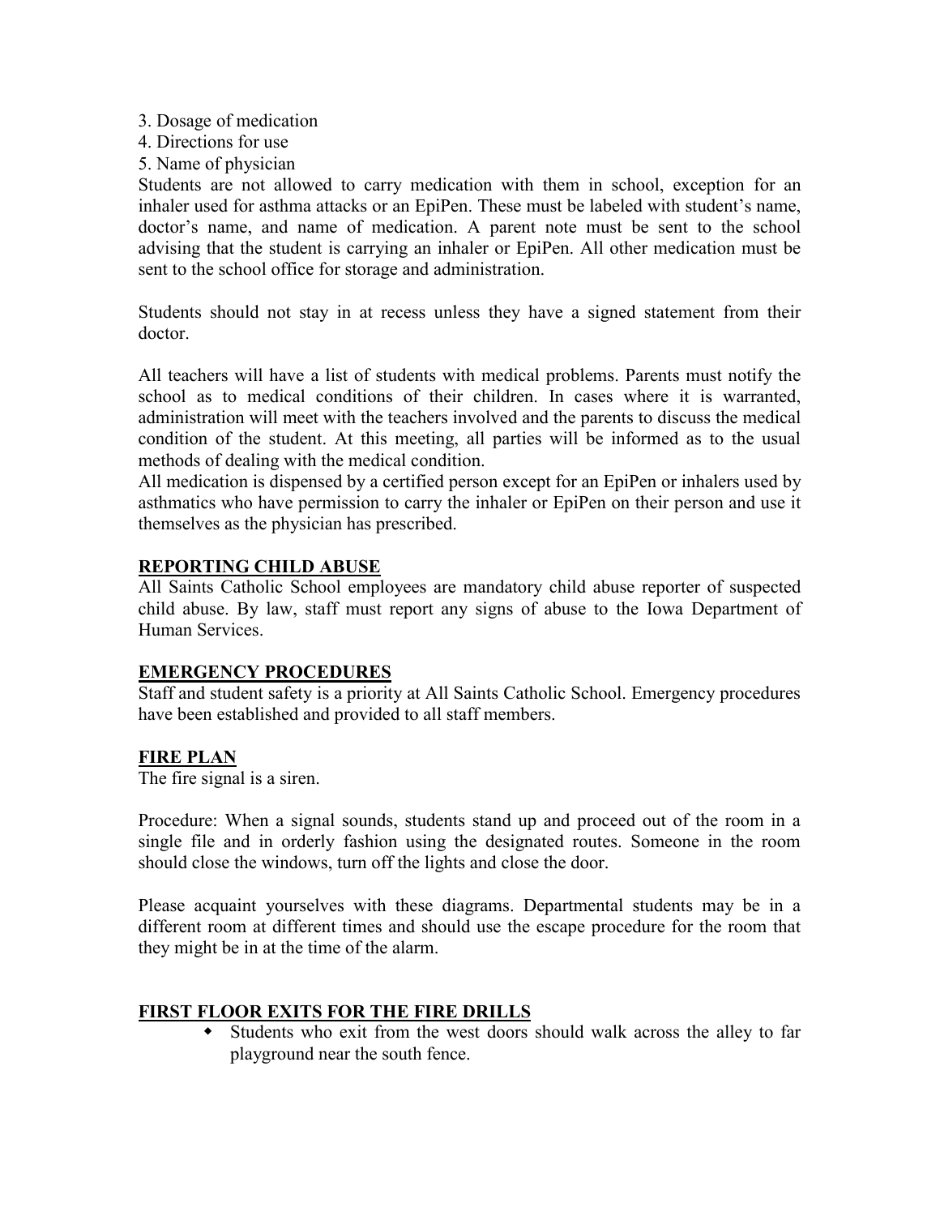3. Dosage of medication
4. Directions for use
5. Name of physician

Students are not allowed to carry medication with them in school, exception for an inhaler used for asthma attacks or an EpiPen. These must be labeled with student's name, doctor's name, and name of medication. A parent note must be sent to the school advising that the student is carrying an inhaler or EpiPen. All other medication must be sent to the school office for storage and administration.

Students should not stay in at recess unless they have a signed statement from their doctor.

All teachers will have a list of students with medical problems. Parents must notify the school as to medical conditions of their children. In cases where it is warranted, administration will meet with the teachers involved and the parents to discuss the medical condition of the student. At this meeting, all parties will be informed as to the usual methods of dealing with the medical condition.
All medication is dispensed by a certified person except for an EpiPen or inhalers used by asthmatics who have permission to carry the inhaler or EpiPen on their person and use it themselves as the physician has prescribed.

## REPORTING CHILD ABUSE

All Saints Catholic School employees are mandatory child abuse reporter of suspected child abuse. By law, staff must report any signs of abuse to the Iowa Department of Human Services.

## EMERGENCY PROCEDURES

Staff and student safety is a priority at All Saints Catholic School. Emergency procedures have been established and provided to all staff members.

## FIRE PLAN

The fire signal is a siren.

Procedure: When a signal sounds, students stand up and proceed out of the room in a single file and in orderly fashion using the designated routes. Someone in the room should close the windows, turn off the lights and close the door.

Please acquaint yourselves with these diagrams. Departmental students may be in a different room at different times and should use the escape procedure for the room that they might be in at the time of the alarm.

## FIRST FLOOR EXITS FOR THE FIRE DRILLS

- Students who exit from the west doors should walk across the alley to far playground near the south fence.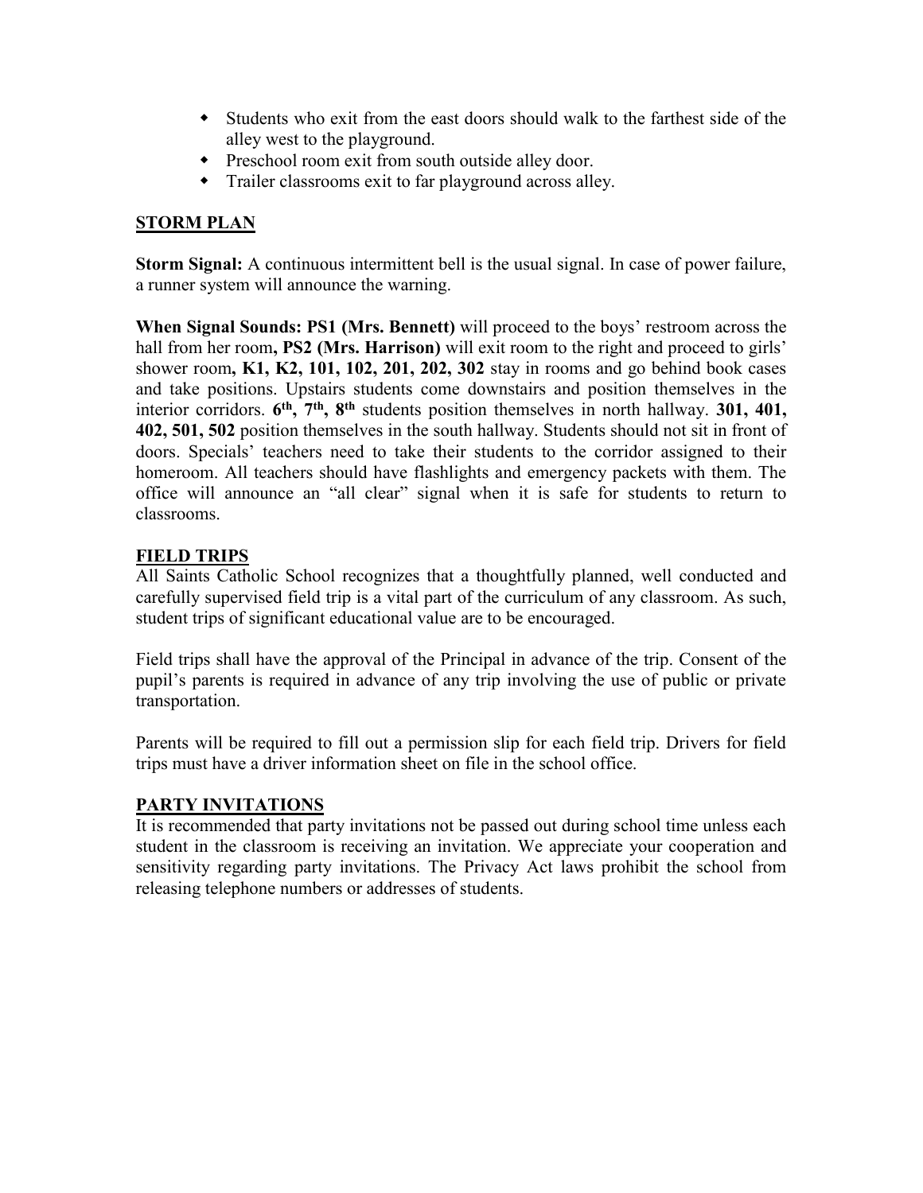- Students who exit from the east doors should walk to the farthest side of the alley west to the playground.
- Preschool room exit from south outside alley door.
- Trailer classrooms exit to far playground across alley.

## STORM PLAN

**Storm Signal:** A continuous intermittent bell is the usual signal. In case of power failure, a runner system will announce the warning.

**When Signal Sounds: PS1 (Mrs. Bennett)** will proceed to the boys' restroom across the hall from her room**, PS2 (Mrs. Harrison)** will exit room to the right and proceed to girls' shower room**, K1, K2, 101, 102, 201, 202, 302** stay in rooms and go behind book cases and take positions. Upstairs students come downstairs and position themselves in the interior corridors. **6th, 7th, 8th** students position themselves in north hallway. **301, 401, 402, 501, 502** position themselves in the south hallway. Students should not sit in front of doors. Specials' teachers need to take their students to the corridor assigned to their homeroom. All teachers should have flashlights and emergency packets with them. The office will announce an "all clear" signal when it is safe for students to return to classrooms.

## FIELD TRIPS

All Saints Catholic School recognizes that a thoughtfully planned, well conducted and carefully supervised field trip is a vital part of the curriculum of any classroom. As such, student trips of significant educational value are to be encouraged.

Field trips shall have the approval of the Principal in advance of the trip. Consent of the pupil's parents is required in advance of any trip involving the use of public or private transportation.

Parents will be required to fill out a permission slip for each field trip. Drivers for field trips must have a driver information sheet on file in the school office.

## PARTY INVITATIONS

It is recommended that party invitations not be passed out during school time unless each student in the classroom is receiving an invitation. We appreciate your cooperation and sensitivity regarding party invitations. The Privacy Act laws prohibit the school from releasing telephone numbers or addresses of students.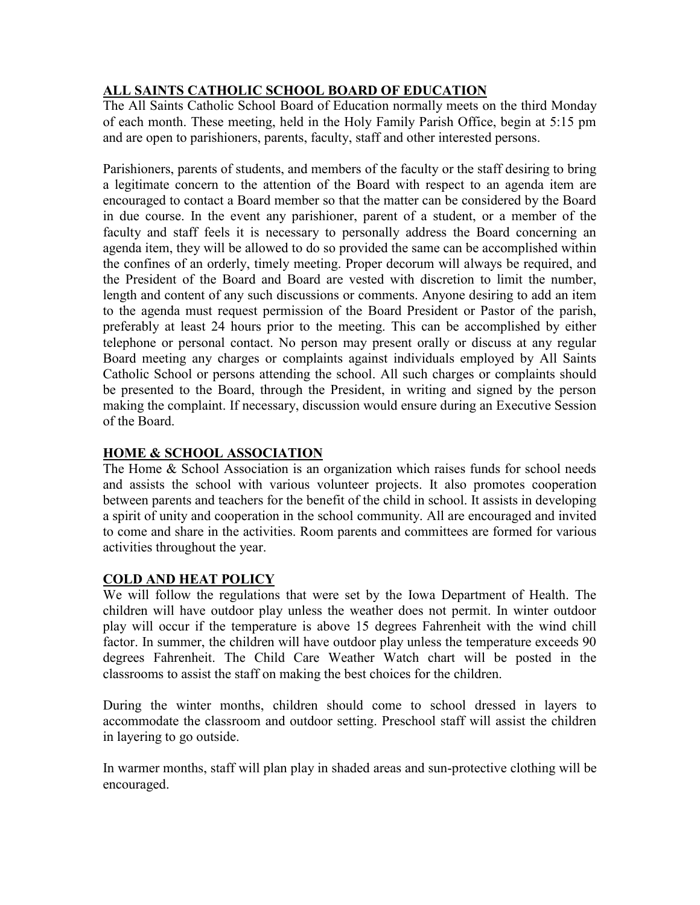## ALL SAINTS CATHOLIC SCHOOL BOARD OF EDUCATION

The All Saints Catholic School Board of Education normally meets on the third Monday of each month. These meeting, held in the Holy Family Parish Office, begin at 5:15 pm and are open to parishioners, parents, faculty, staff and other interested persons.

Parishioners, parents of students, and members of the faculty or the staff desiring to bring a legitimate concern to the attention of the Board with respect to an agenda item are encouraged to contact a Board member so that the matter can be considered by the Board in due course. In the event any parishioner, parent of a student, or a member of the faculty and staff feels it is necessary to personally address the Board concerning an agenda item, they will be allowed to do so provided the same can be accomplished within the confines of an orderly, timely meeting. Proper decorum will always be required, and the President of the Board and Board are vested with discretion to limit the number, length and content of any such discussions or comments. Anyone desiring to add an item to the agenda must request permission of the Board President or Pastor of the parish, preferably at least 24 hours prior to the meeting. This can be accomplished by either telephone or personal contact. No person may present orally or discuss at any regular Board meeting any charges or complaints against individuals employed by All Saints Catholic School or persons attending the school. All such charges or complaints should be presented to the Board, through the President, in writing and signed by the person making the complaint. If necessary, discussion would ensure during an Executive Session of the Board.

## HOME & SCHOOL ASSOCIATION

The Home & School Association is an organization which raises funds for school needs and assists the school with various volunteer projects. It also promotes cooperation between parents and teachers for the benefit of the child in school. It assists in developing a spirit of unity and cooperation in the school community. All are encouraged and invited to come and share in the activities. Room parents and committees are formed for various activities throughout the year.

## COLD AND HEAT POLICY

We will follow the regulations that were set by the Iowa Department of Health. The children will have outdoor play unless the weather does not permit. In winter outdoor play will occur if the temperature is above 15 degrees Fahrenheit with the wind chill factor. In summer, the children will have outdoor play unless the temperature exceeds 90 degrees Fahrenheit. The Child Care Weather Watch chart will be posted in the classrooms to assist the staff on making the best choices for the children.

During the winter months, children should come to school dressed in layers to accommodate the classroom and outdoor setting. Preschool staff will assist the children in layering to go outside.

In warmer months, staff will plan play in shaded areas and sun-protective clothing will be encouraged.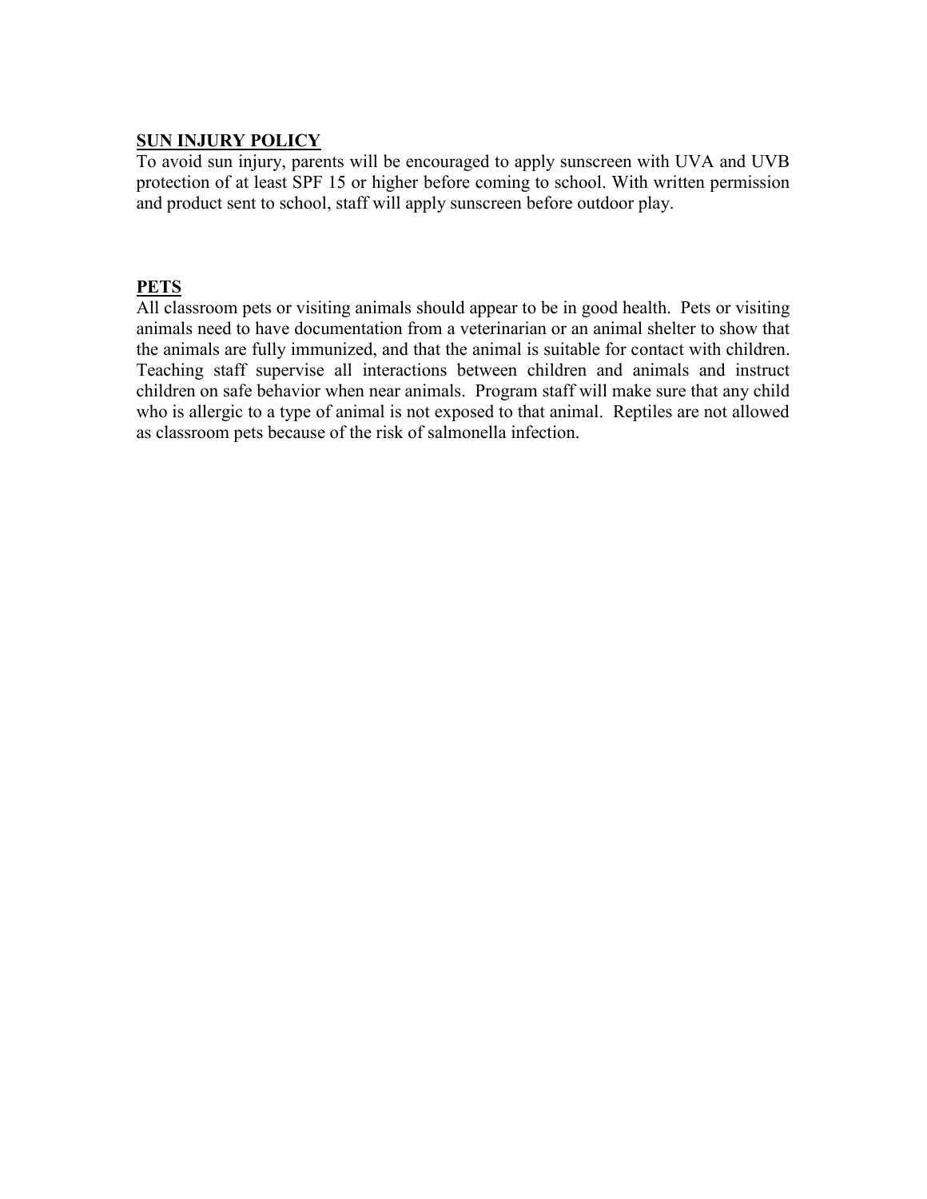## SUN INJURY POLICY

To avoid sun injury, parents will be encouraged to apply sunscreen with UVA and UVB protection of at least SPF 15 or higher before coming to school. With written permission and product sent to school, staff will apply sunscreen before outdoor play.

## PETS

All classroom pets or visiting animals should appear to be in good health. Pets or visiting animals need to have documentation from a veterinarian or an animal shelter to show that the animals are fully immunized, and that the animal is suitable for contact with children. Teaching staff supervise all interactions between children and animals and instruct children on safe behavior when near animals. Program staff will make sure that any child who is allergic to a type of animal is not exposed to that animal. Reptiles are not allowed as classroom pets because of the risk of salmonella infection.